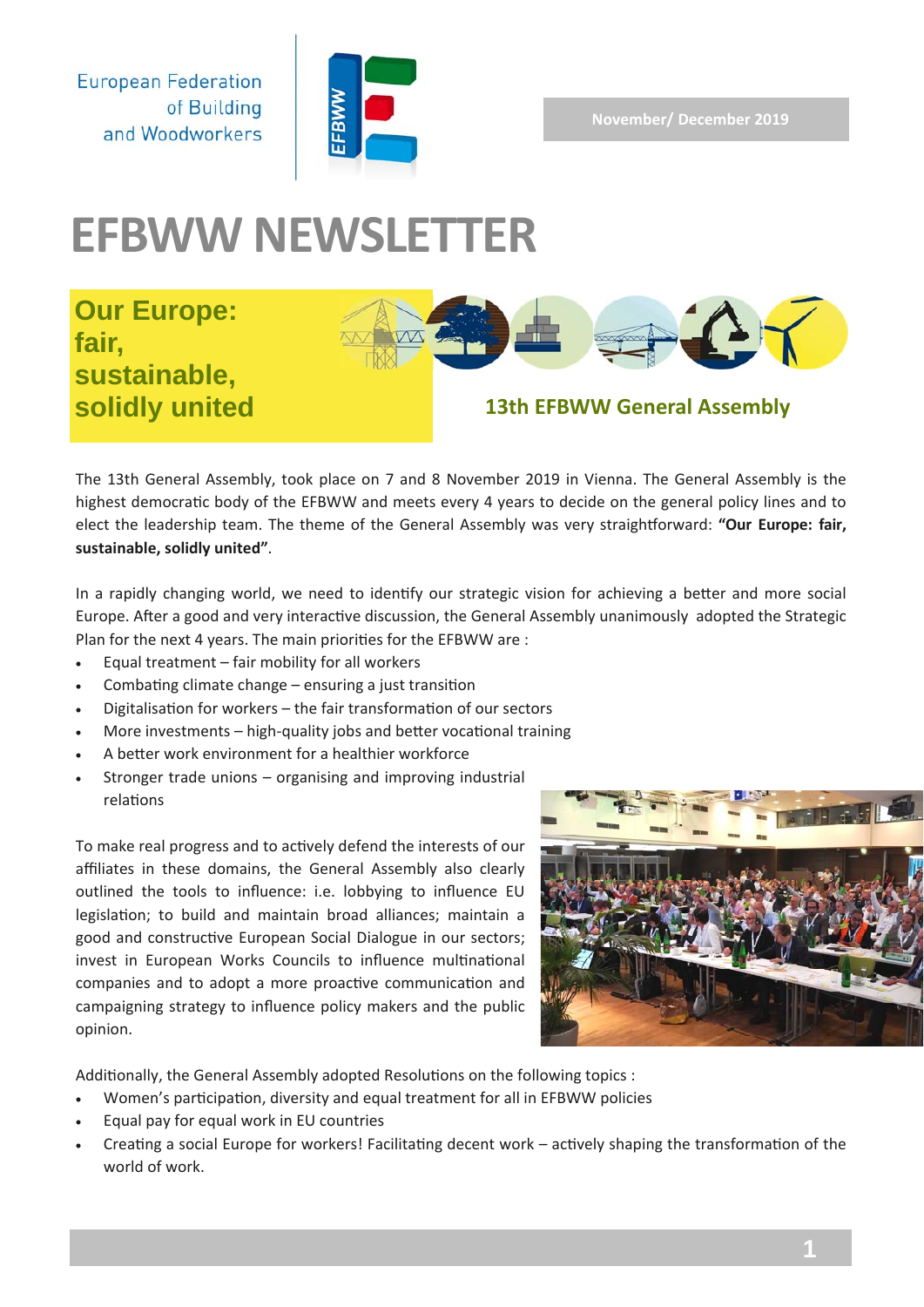European Federation of Building and Woodworkers

November/ December 2019

# EFBWW NEWSLETTER

## Our Europe: fair, sustainable, solidly united

## 13th EFBWW General Assembly

The 13th General Assembly, took place on 7 and 8 November 2019 in Vienna. The General Assembly is the highest democratic body of the EFBWW and meets every 4 years to decide on the general policy lines and to elect the leadership team. The theme of the General Assembly was very straightforward: **"Our Europe: fair, sustainable, solidly united"**.

In a rapidly changing world, we need to identify our strategic vision for achieving a better and more social Europe. After a good and very interactive discussion, the General Assembly unanimously adopted the Strategic Plan for the next 4 years. The main priorities for the EFBWW are :

- Equal treatment – fair mobility for all workers
- Combating climate change – ensuring a just transition
- Digitalisation for workers – the fair transformation of our sectors
- More investments – high-quality jobs and better vocational training
- A better work environment for a healthier workforce
- Stronger trade unions – organising and improving industrial relations

To make real progress and to actively defend the interests of our affiliates in these domains, the General Assembly also clearly outlined the tools to influence: i.e. lobbying to influence EU legislation; to build and maintain broad alliances; maintain a good and constructive European Social Dialogue in our sectors; invest in European Works Councils to influence multinational companies and to adopt a more proactive communication and campaigning strategy to influence policy makers and the public opinion.

Additionally, the General Assembly adopted Resolutions on the following topics :

- Women's participation, diversity and equal treatment for all in EFBWW policies
- Equal pay for equal work in EU countries
- Creating a social Europe for workers! Facilitating decent work – actively shaping the transformation of the world of work.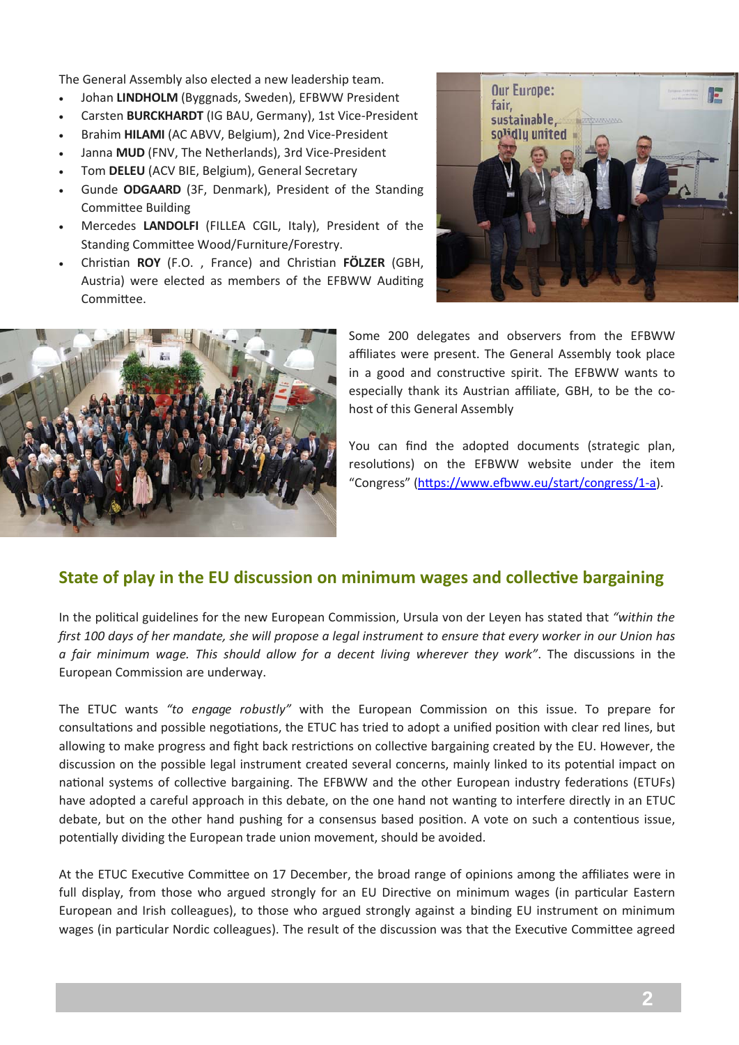The General Assembly also elected a new leadership team.

- Johan **LINDHOLM** (Byggnads, Sweden), EFBWW President
- Carsten **BURCKHARDT** (IG BAU, Germany), 1st Vice-President
- Brahim **HILAMI** (AC ABVV, Belgium), 2nd Vice-President
- Janna **MUD** (FNV, The Netherlands), 3rd Vice-President
- Tom **DELEU** (ACV BIE, Belgium), General Secretary
- Gunde **ODGAARD** (3F, Denmark), President of the Standing Committee Building
- Mercedes **LANDOLFI** (FILLEA CGIL, Italy), President of the Standing Committee Wood/Furniture/Forestry.
- Christian **ROY** (F.O. , France) and Christian **FÖLZER** (GBH, Austria) were elected as members of the EFBWW Auditing Committee.

Some 200 delegates and observers from the EFBWW affiliates were present. The General Assembly took place in a good and constructive spirit. The EFBWW wants to especially thank its Austrian affiliate, GBH, to be the co-host of this General Assembly

You can find the adopted documents (strategic plan, resolutions) on the EFBWW website under the item "Congress" (https://www.efbww.eu/start/congress/1-a).

## State of play in the EU discussion on minimum wages and collective bargaining

In the political guidelines for the new European Commission, Ursula von der Leyen has stated that *"within the first 100 days of her mandate, she will propose a legal instrument to ensure that every worker in our Union has a fair minimum wage. This should allow for a decent living wherever they work"*. The discussions in the European Commission are underway.

The ETUC wants *"to engage robustly"* with the European Commission on this issue. To prepare for consultations and possible negotiations, the ETUC has tried to adopt a unified position with clear red lines, but allowing to make progress and fight back restrictions on collective bargaining created by the EU. However, the discussion on the possible legal instrument created several concerns, mainly linked to its potential impact on national systems of collective bargaining. The EFBWW and the other European industry federations (ETUFs) have adopted a careful approach in this debate, on the one hand not wanting to interfere directly in an ETUC debate, but on the other hand pushing for a consensus based position. A vote on such a contentious issue, potentially dividing the European trade union movement, should be avoided.

At the ETUC Executive Committee on 17 December, the broad range of opinions among the affiliates were in full display, from those who argued strongly for an EU Directive on minimum wages (in particular Eastern European and Irish colleagues), to those who argued strongly against a binding EU instrument on minimum wages (in particular Nordic colleagues). The result of the discussion was that the Executive Committee agreed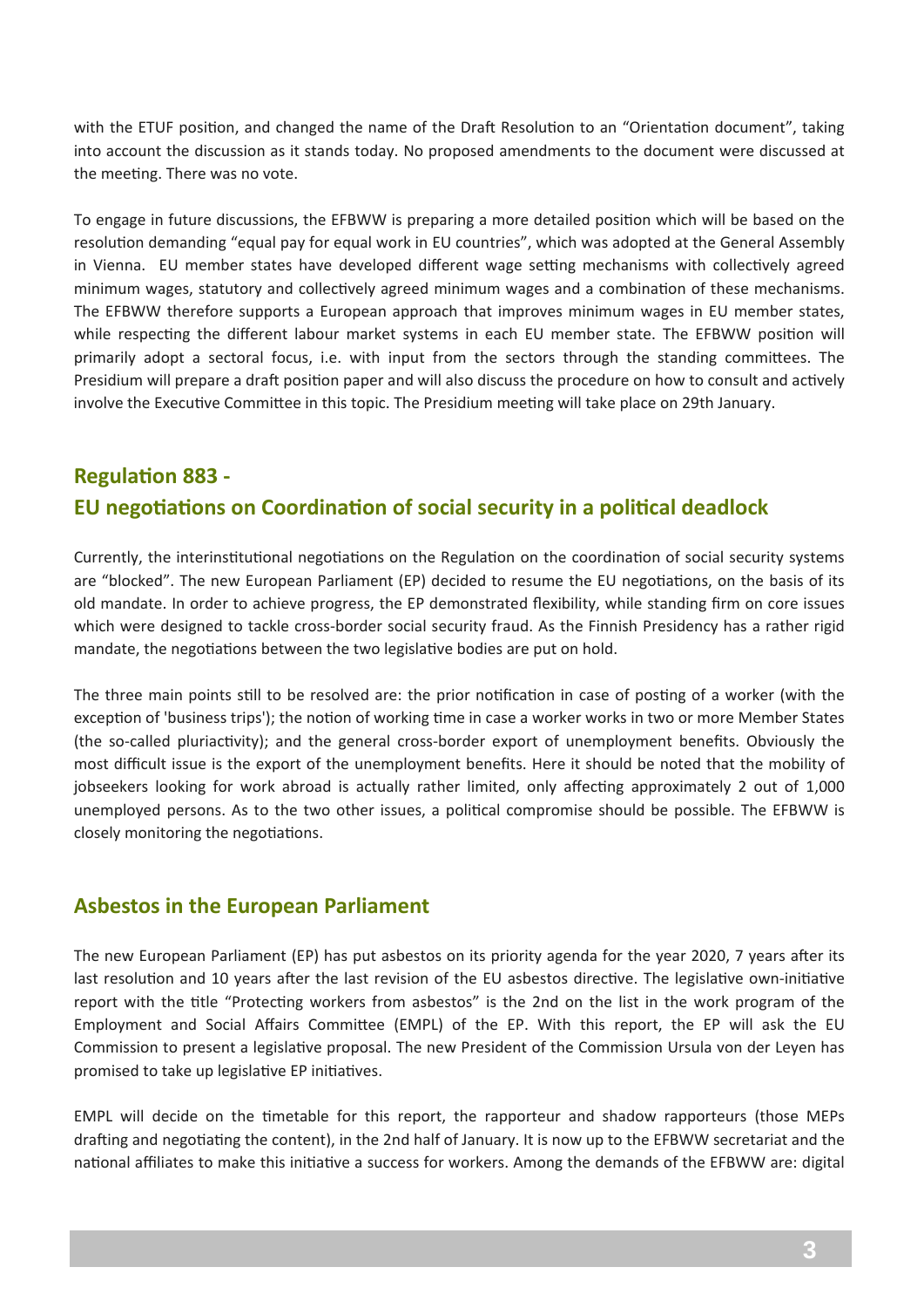with the ETUF position, and changed the name of the Draft Resolution to an "Orientation document", taking into account the discussion as it stands today. No proposed amendments to the document were discussed at the meeting. There was no vote.

To engage in future discussions, the EFBWW is preparing a more detailed position which will be based on the resolution demanding "equal pay for equal work in EU countries", which was adopted at the General Assembly in Vienna. EU member states have developed different wage setting mechanisms with collectively agreed minimum wages, statutory and collectively agreed minimum wages and a combination of these mechanisms. The EFBWW therefore supports a European approach that improves minimum wages in EU member states, while respecting the different labour market systems in each EU member state. The EFBWW position will primarily adopt a sectoral focus, i.e. with input from the sectors through the standing committees. The Presidium will prepare a draft position paper and will also discuss the procedure on how to consult and actively involve the Executive Committee in this topic. The Presidium meeting will take place on 29th January.

## Regulation 883 - EU negotiations on Coordination of social security in a political deadlock

Currently, the interinstitutional negotiations on the Regulation on the coordination of social security systems are "blocked". The new European Parliament (EP) decided to resume the EU negotiations, on the basis of its old mandate. In order to achieve progress, the EP demonstrated flexibility, while standing firm on core issues which were designed to tackle cross-border social security fraud. As the Finnish Presidency has a rather rigid mandate, the negotiations between the two legislative bodies are put on hold.

The three main points still to be resolved are: the prior notification in case of posting of a worker (with the exception of 'business trips'); the notion of working time in case a worker works in two or more Member States (the so-called pluriactivity); and the general cross-border export of unemployment benefits. Obviously the most difficult issue is the export of the unemployment benefits. Here it should be noted that the mobility of jobseekers looking for work abroad is actually rather limited, only affecting approximately 2 out of 1,000 unemployed persons. As to the two other issues, a political compromise should be possible. The EFBWW is closely monitoring the negotiations.

## Asbestos in the European Parliament

The new European Parliament (EP) has put asbestos on its priority agenda for the year 2020, 7 years after its last resolution and 10 years after the last revision of the EU asbestos directive. The legislative own-initiative report with the title "Protecting workers from asbestos" is the 2nd on the list in the work program of the Employment and Social Affairs Committee (EMPL) of the EP. With this report, the EP will ask the EU Commission to present a legislative proposal. The new President of the Commission Ursula von der Leyen has promised to take up legislative EP initiatives.

EMPL will decide on the timetable for this report, the rapporteur and shadow rapporteurs (those MEPs drafting and negotiating the content), in the 2nd half of January. It is now up to the EFBWW secretariat and the national affiliates to make this initiative a success for workers. Among the demands of the EFBWW are: digital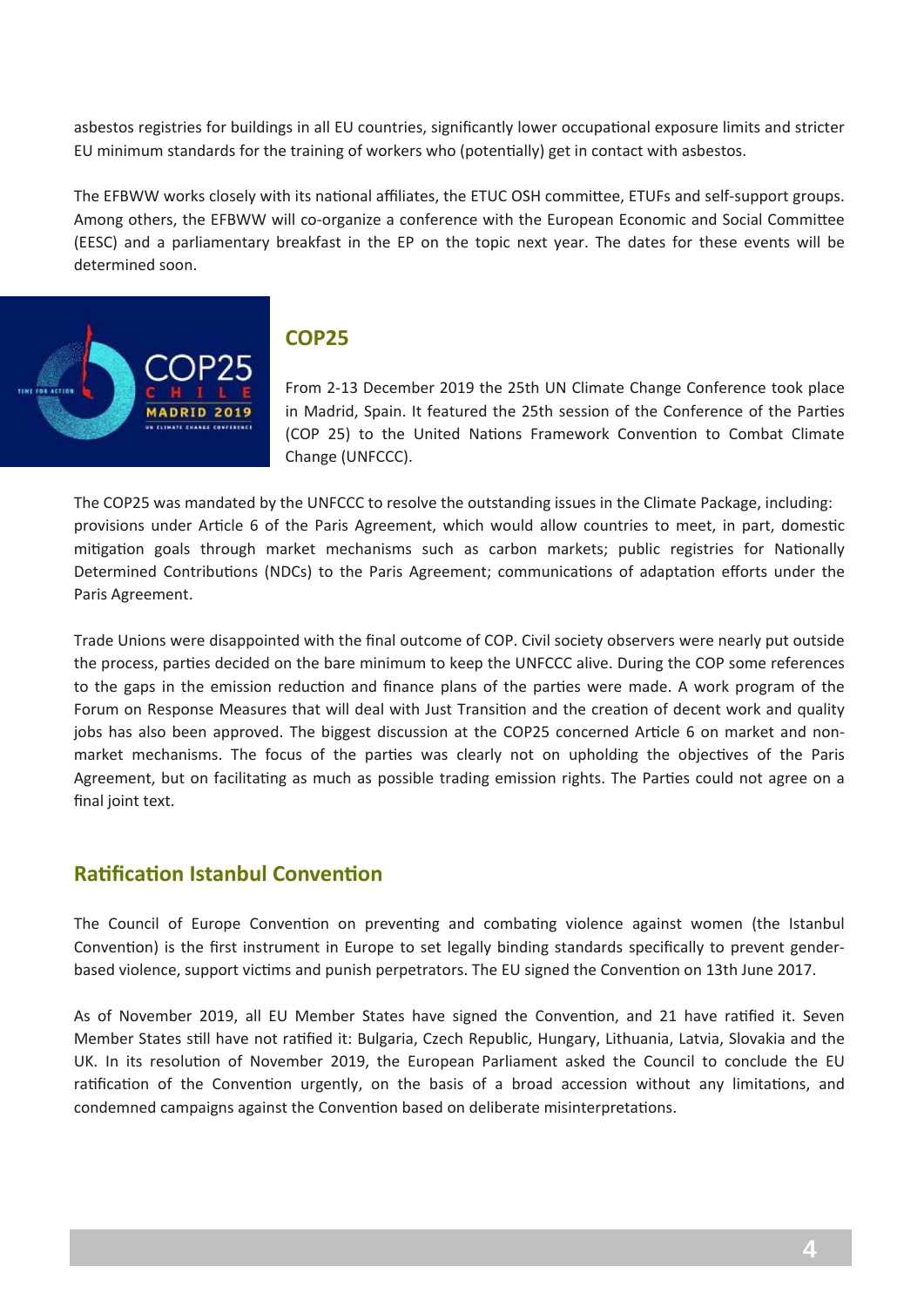asbestos registries for buildings in all EU countries, significantly lower occupational exposure limits and stricter EU minimum standards for the training of workers who (potentially) get in contact with asbestos.

The EFBWW works closely with its national affiliates, the ETUC OSH committee, ETUFs and self-support groups. Among others, the EFBWW will co-organize a conference with the European Economic and Social Committee (EESC) and a parliamentary breakfast in the EP on the topic next year. The dates for these events will be determined soon.

## COP25

From 2-13 December 2019 the 25th UN Climate Change Conference took place in Madrid, Spain. It featured the 25th session of the Conference of the Parties (COP 25) to the United Nations Framework Convention to Combat Climate Change (UNFCCC).

The COP25 was mandated by the UNFCCC to resolve the outstanding issues in the Climate Package, including: provisions under Article 6 of the Paris Agreement, which would allow countries to meet, in part, domestic mitigation goals through market mechanisms such as carbon markets; public registries for Nationally Determined Contributions (NDCs) to the Paris Agreement; communications of adaptation efforts under the Paris Agreement.

Trade Unions were disappointed with the final outcome of COP. Civil society observers were nearly put outside the process, parties decided on the bare minimum to keep the UNFCCC alive. During the COP some references to the gaps in the emission reduction and finance plans of the parties were made. A work program of the Forum on Response Measures that will deal with Just Transition and the creation of decent work and quality jobs has also been approved. The biggest discussion at the COP25 concerned Article 6 on market and non-market mechanisms. The focus of the parties was clearly not on upholding the objectives of the Paris Agreement, but on facilitating as much as possible trading emission rights. The Parties could not agree on a final joint text.

## Ratification Istanbul Convention

The Council of Europe Convention on preventing and combating violence against women (the Istanbul Convention) is the first instrument in Europe to set legally binding standards specifically to prevent gender-based violence, support victims and punish perpetrators. The EU signed the Convention on 13th June 2017.

As of November 2019, all EU Member States have signed the Convention, and 21 have ratified it. Seven Member States still have not ratified it: Bulgaria, Czech Republic, Hungary, Lithuania, Latvia, Slovakia and the UK. In its resolution of November 2019, the European Parliament asked the Council to conclude the EU ratification of the Convention urgently, on the basis of a broad accession without any limitations, and condemned campaigns against the Convention based on deliberate misinterpretations.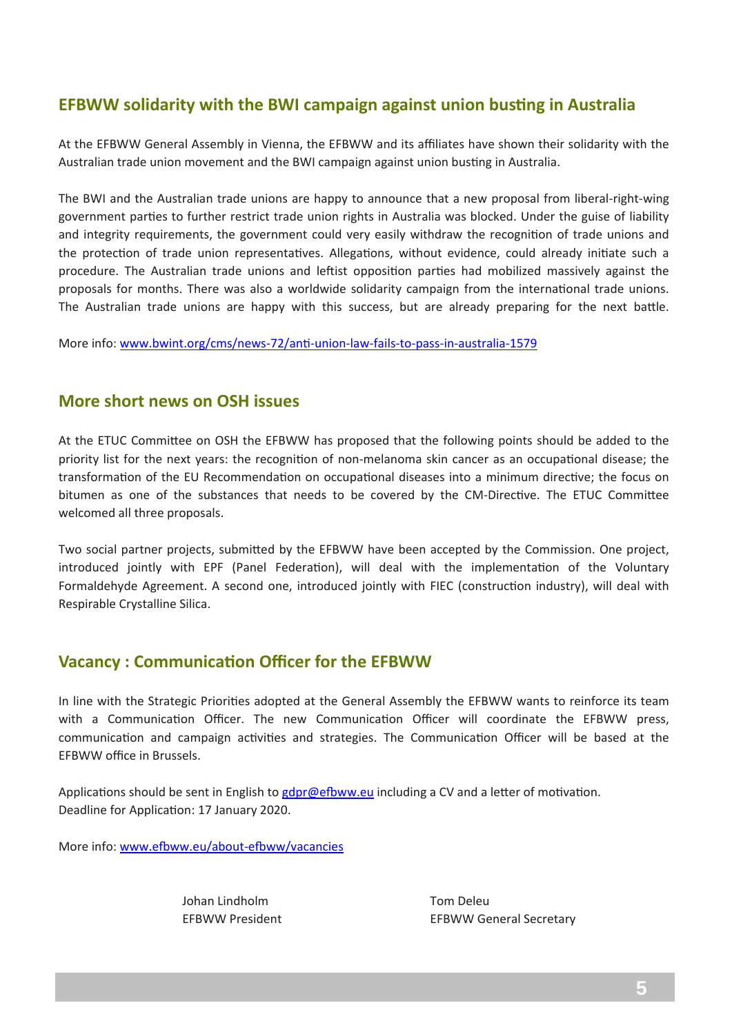## EFBWW solidarity with the BWI campaign against union busting in Australia

At the EFBWW General Assembly in Vienna, the EFBWW and its affiliates have shown their solidarity with the Australian trade union movement and the BWI campaign against union busting in Australia.

The BWI and the Australian trade unions are happy to announce that a new proposal from liberal-right-wing government parties to further restrict trade union rights in Australia was blocked. Under the guise of liability and integrity requirements, the government could very easily withdraw the recognition of trade unions and the protection of trade union representatives. Allegations, without evidence, could already initiate such a procedure. The Australian trade unions and leftist opposition parties had mobilized massively against the proposals for months. There was also a worldwide solidarity campaign from the international trade unions. The Australian trade unions are happy with this success, but are already preparing for the next battle.

More info: [www.bwint.org/cms/news-72/anti-union-law-fails-to-pass-in-australia-1579](www.bwint.org/cms/news-72/anti-union-law-fails-to-pass-in-australia-1579)

## More short news on OSH issues

At the ETUC Committee on OSH the EFBWW has proposed that the following points should be added to the priority list for the next years: the recognition of non-melanoma skin cancer as an occupational disease; the transformation of the EU Recommendation on occupational diseases into a minimum directive; the focus on bitumen as one of the substances that needs to be covered by the CM-Directive. The ETUC Committee welcomed all three proposals.

Two social partner projects, submitted by the EFBWW have been accepted by the Commission. One project, introduced jointly with EPF (Panel Federation), will deal with the implementation of the Voluntary Formaldehyde Agreement. A second one, introduced jointly with FIEC (construction industry), will deal with Respirable Crystalline Silica.

## Vacancy : Communication Officer for the EFBWW

In line with the Strategic Priorities adopted at the General Assembly the EFBWW wants to reinforce its team with a Communication Officer. The new Communication Officer will coordinate the EFBWW press, communication and campaign activities and strategies. The Communication Officer will be based at the EFBWW office in Brussels.

Applications should be sent in English to [gdpr@efbww.eu](mailto:gdpr@efbww.eu) including a CV and a letter of motivation.
Deadline for Application: 17 January 2020.

More info: [www.efbww.eu/about-efbww/vacancies](www.efbww.eu/about-efbww/vacancies)

Johan Lindholm
EFBWW President

Tom Deleu
EFBWW General Secretary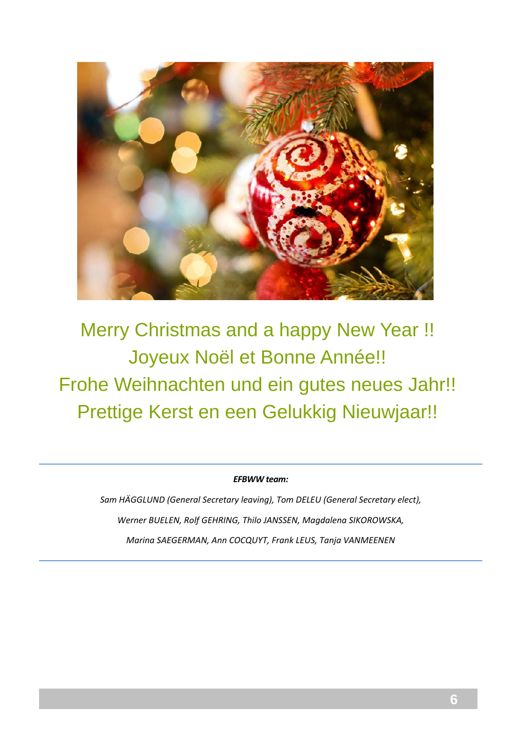Merry Christmas and a happy New Year !!
Joyeux Noël et Bonne Année!!
Frohe Weihnachten und ein gutes neues Jahr!!
Prettige Kerst en een Gelukkig Nieuwjaar!!

---

***EFBWW team:***

*Sam HÄGGLUND (General Secretary leaving), Tom DELEU (General Secretary elect),*

*Werner BUELEN, Rolf GEHRING, Thilo JANSSEN, Magdalena SIKOROWSKA,*

*Marina SAEGERMAN, Ann COCQUYT, Frank LEUS, Tanja VANMEENEN*

---